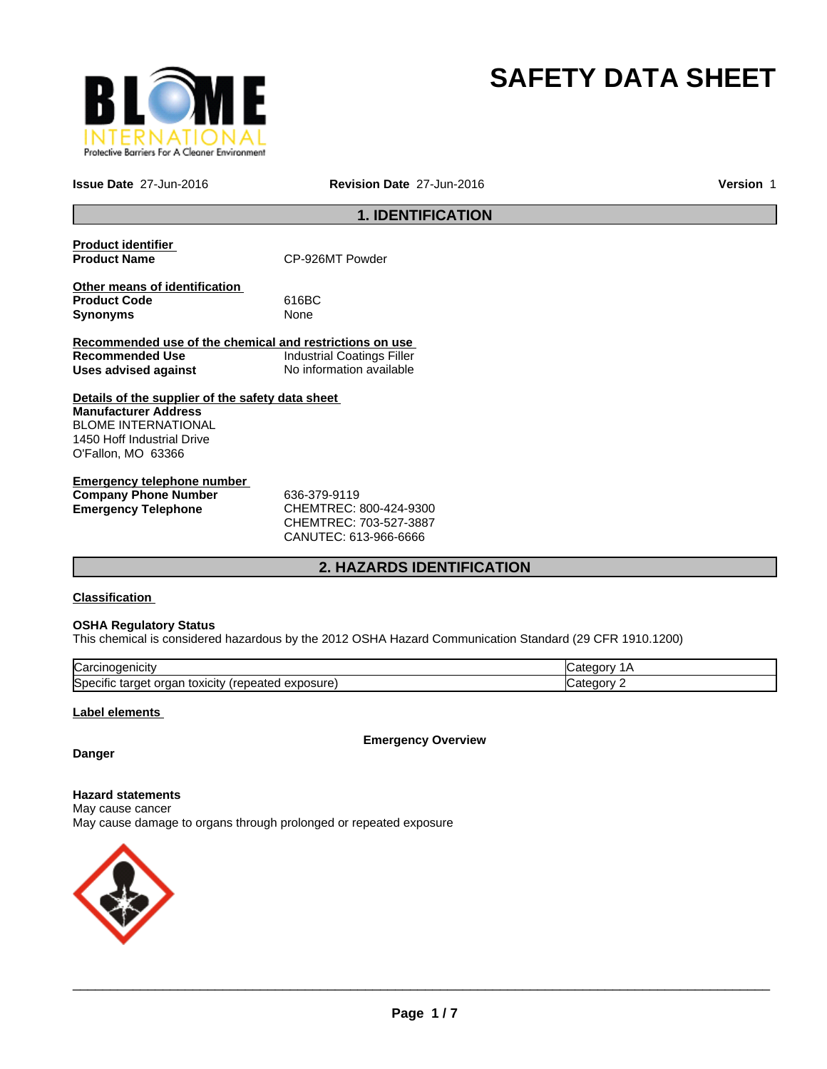# SAFETY DATA SHEET

**Issue Date** 27-Jun-2016 **Revision Date** 27-Jun-2016 **Version** 1

## 1. IDENTIFICATION

**Product identifier**

**Product Name** CP-926MT Powder

**Other means of identification**

**Product Code** 616BC

**Synonyms** None

**Recommended use of the chemical and restrictions on use**

**Recommended Use** Industrial Coatings Filler

**Uses advised against** No information available

**Details of the supplier of the safety data sheet**

**Manufacturer Address**
BLOME INTERNATIONAL
1450 Hoff Industrial Drive
O'Fallon, MO 63366

**Emergency telephone number**

**Company Phone Number** 636-379-9119

**Emergency Telephone** CHEMTREC: 800-424-9300
CHEMTREC: 703-527-3887
CANUTEC: 613-966-6666

## 2. HAZARDS IDENTIFICATION

**Classification**

**OSHA Regulatory Status**
This chemical is considered hazardous by the 2012 OSHA Hazard Communication Standard (29 CFR 1910.1200)

| | |
|---|---|
| Carcinogenicity | Category 1A |
| Specific target organ toxicity (repeated exposure) | Category 2 |

**Label elements**

**Emergency Overview**

**Danger**

**Hazard statements**
May cause cancer
May cause damage to organs through prolonged or repeated exposure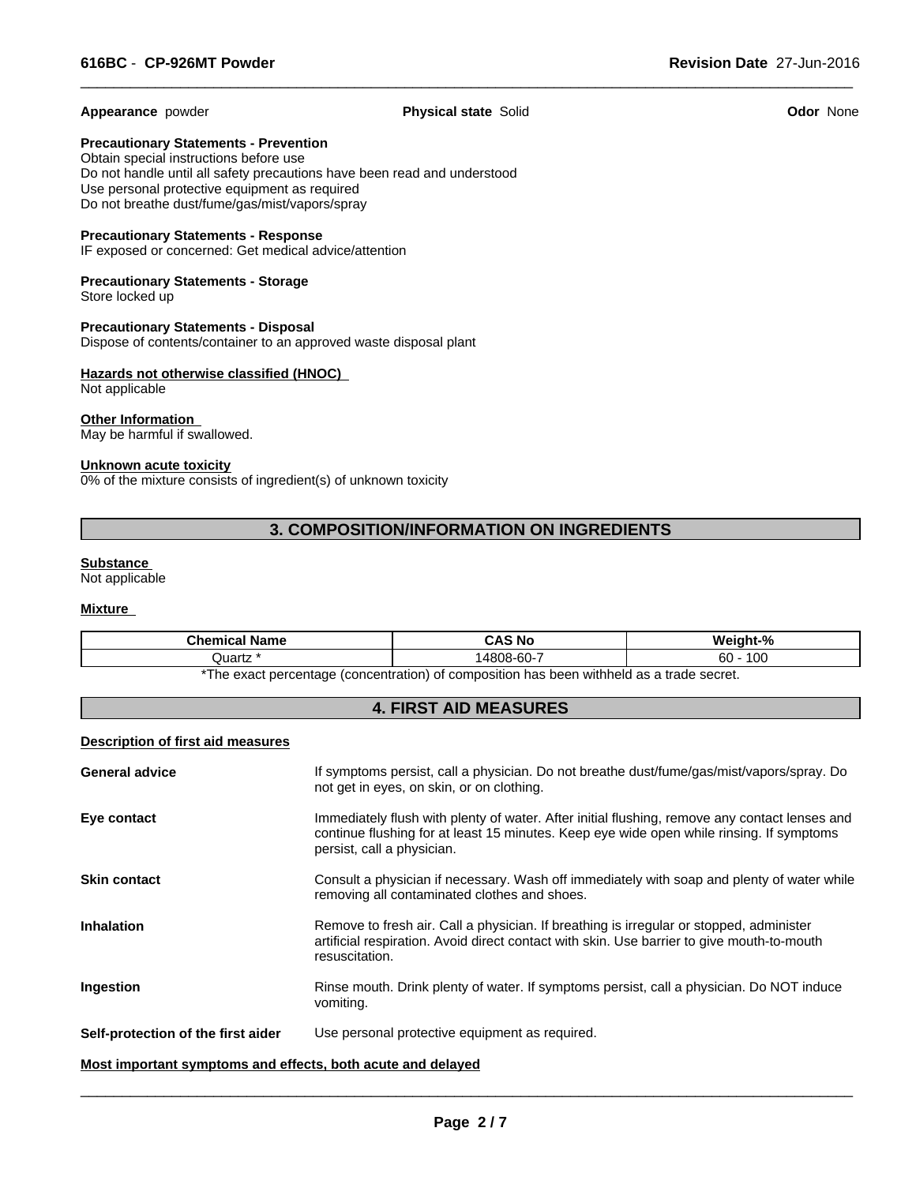**Appearance** powder **Physical state** Solid **Odor** None

**Precautionary Statements - Prevention**
Obtain special instructions before use
Do not handle until all safety precautions have been read and understood
Use personal protective equipment as required
Do not breathe dust/fume/gas/mist/vapors/spray

**Precautionary Statements - Response**
IF exposed or concerned: Get medical advice/attention

**Precautionary Statements - Storage**
Store locked up

**Precautionary Statements - Disposal**
Dispose of contents/container to an approved waste disposal plant

**Hazards not otherwise classified (HNOC)**
Not applicable

**Other Information**
May be harmful if swallowed.

**Unknown acute toxicity**
0% of the mixture consists of ingredient(s) of unknown toxicity

## 3. COMPOSITION/INFORMATION ON INGREDIENTS

**Substance**
Not applicable

**Mixture**

| Chemical Name | CAS No | Weight-% |
|---|---|---|
| Quartz * | 14808-60-7 | 60 - 100 |

*The exact percentage (concentration) of composition has been withheld as a trade secret.

## 4. FIRST AID MEASURES

**Description of first aid measures**

**General advice** If symptoms persist, call a physician. Do not breathe dust/fume/gas/mist/vapors/spray. Do not get in eyes, on skin, or on clothing.

**Eye contact** Immediately flush with plenty of water. After initial flushing, remove any contact lenses and continue flushing for at least 15 minutes. Keep eye wide open while rinsing. If symptoms persist, call a physician.

**Skin contact** Consult a physician if necessary. Wash off immediately with soap and plenty of water while removing all contaminated clothes and shoes.

**Inhalation** Remove to fresh air. Call a physician. If breathing is irregular or stopped, administer artificial respiration. Avoid direct contact with skin. Use barrier to give mouth-to-mouth resuscitation.

**Ingestion** Rinse mouth. Drink plenty of water. If symptoms persist, call a physician. Do NOT induce vomiting.

**Self-protection of the first aider** Use personal protective equipment as required.

**Most important symptoms and effects, both acute and delayed**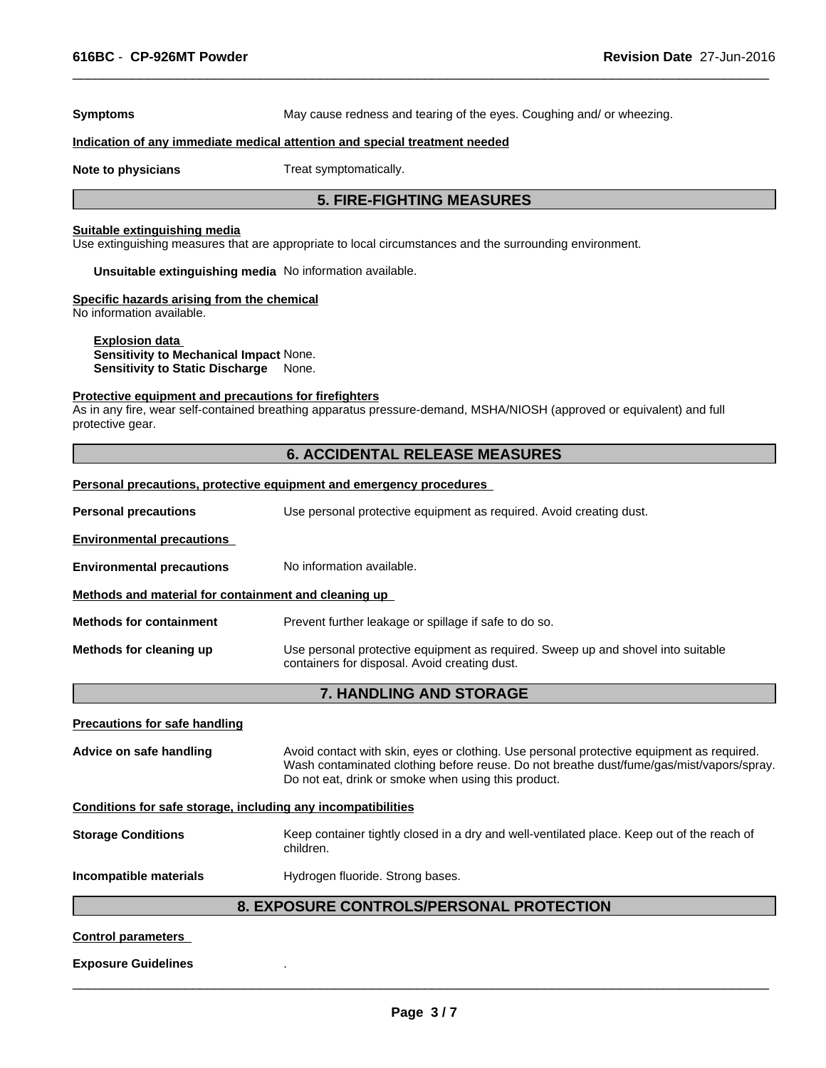**Symptoms** May cause redness and tearing of the eyes. Coughing and/ or wheezing.

**Indication of any immediate medical attention and special treatment needed**

**Note to physicians** Treat symptomatically.

## 5. FIRE-FIGHTING MEASURES

**Suitable extinguishing media**

Use extinguishing measures that are appropriate to local circumstances and the surrounding environment.

**Unsuitable extinguishing media** No information available.

**Specific hazards arising from the chemical**

No information available.

**Explosion data**

**Sensitivity to Mechanical Impact** None.

**Sensitivity to Static Discharge** None.

**Protective equipment and precautions for firefighters**

As in any fire, wear self-contained breathing apparatus pressure-demand, MSHA/NIOSH (approved or equivalent) and full protective gear.

## 6. ACCIDENTAL RELEASE MEASURES

**Personal precautions, protective equipment and emergency procedures**

**Personal precautions** Use personal protective equipment as required. Avoid creating dust.

**Environmental precautions**

**Environmental precautions** No information available.

**Methods and material for containment and cleaning up**

**Methods for containment** Prevent further leakage or spillage if safe to do so.

**Methods for cleaning up** Use personal protective equipment as required. Sweep up and shovel into suitable containers for disposal. Avoid creating dust.

## 7. HANDLING AND STORAGE

**Precautions for safe handling**

**Advice on safe handling** Avoid contact with skin, eyes or clothing. Use personal protective equipment as required. Wash contaminated clothing before reuse. Do not breathe dust/fume/gas/mist/vapors/spray. Do not eat, drink or smoke when using this product.

**Conditions for safe storage, including any incompatibilities**

**Storage Conditions** Keep container tightly closed in a dry and well-ventilated place. Keep out of the reach of children.

**Incompatible materials** Hydrogen fluoride. Strong bases.

## 8. EXPOSURE CONTROLS/PERSONAL PROTECTION

**Control parameters**

**Exposure Guidelines** .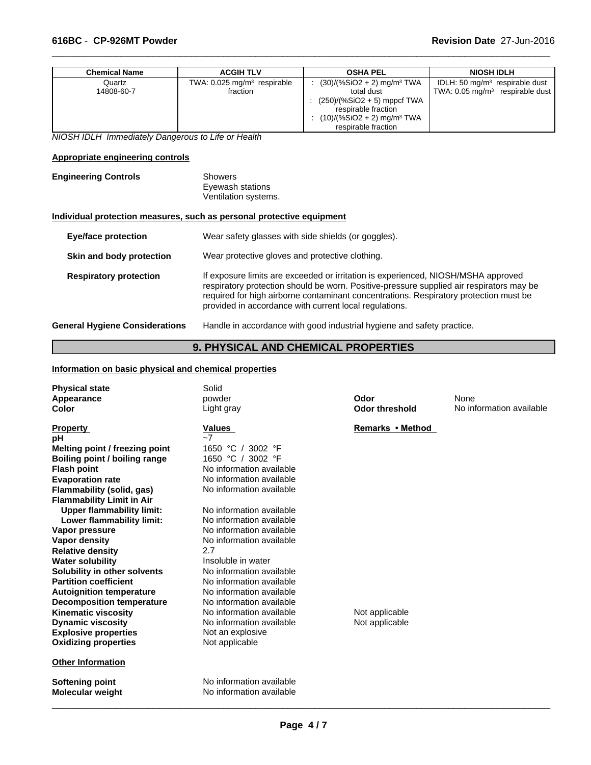| Chemical Name | ACGIH TLV | OSHA PEL | NIOSH IDLH |
| --- | --- | --- | --- |
| Quartz 14808-60-7 | TWA: 0.025 mg/m³ respirable fraction | : (30)/(%SiO2 + 2) mg/m³ TWA total dust : (250)/(%SiO2 + 5) mppcf TWA respirable fraction : (10)/(%SiO2 + 2) mg/m³ TWA respirable fraction | IDLH: 50 mg/m³ respirable dust TWA: 0.05 mg/m³ respirable dust |

*NIOSH IDLH Immediately Dangerous to Life or Health*

**Appropriate engineering controls**

**Engineering Controls**
Showers
Eyewash stations
Ventilation systems.

**Individual protection measures, such as personal protective equipment**

**Eye/face protection** Wear safety glasses with side shields (or goggles).

**Skin and body protection** Wear protective gloves and protective clothing.

**Respiratory protection** If exposure limits are exceeded or irritation is experienced, NIOSH/MSHA approved respiratory protection should be worn. Positive-pressure supplied air respirators may be required for high airborne contaminant concentrations. Respiratory protection must be provided in accordance with current local regulations.

**General Hygiene Considerations** Handle in accordance with good industrial hygiene and safety practice.

## 9. PHYSICAL AND CHEMICAL PROPERTIES

**Information on basic physical and chemical properties**

| | | | |
| --- | --- | --- | --- |
| **Physical state** | Solid | | |
| **Appearance** | powder | **Odor** | None |
| **Color** | Light gray | **Odor threshold** | No information available |

| **Property** | **Values** | **Remarks • Method** |
| --- | --- | --- |
| **pH** | ~7 | |
| **Melting point / freezing point** | 1650 °C / 3002 °F | |
| **Boiling point / boiling range** | 1650 °C / 3002 °F | |
| **Flash point** | No information available | |
| **Evaporation rate** | No information available | |
| **Flammability (solid, gas)** | No information available | |
| **Flammability Limit in Air** | | |
| **Upper flammability limit:** | No information available | |
| **Lower flammability limit:** | No information available | |
| **Vapor pressure** | No information available | |
| **Vapor density** | No information available | |
| **Relative density** | 2.7 | |
| **Water solubility** | Insoluble in water | |
| **Solubility in other solvents** | No information available | |
| **Partition coefficient** | No information available | |
| **Autoignition temperature** | No information available | |
| **Decomposition temperature** | No information available | |
| **Kinematic viscosity** | No information available | Not applicable |
| **Dynamic viscosity** | No information available | Not applicable |
| **Explosive properties** | Not an explosive | |
| **Oxidizing properties** | Not applicable | |

**Other Information**

| | |
| --- | --- |
| **Softening point** | No information available |
| **Molecular weight** | No information available |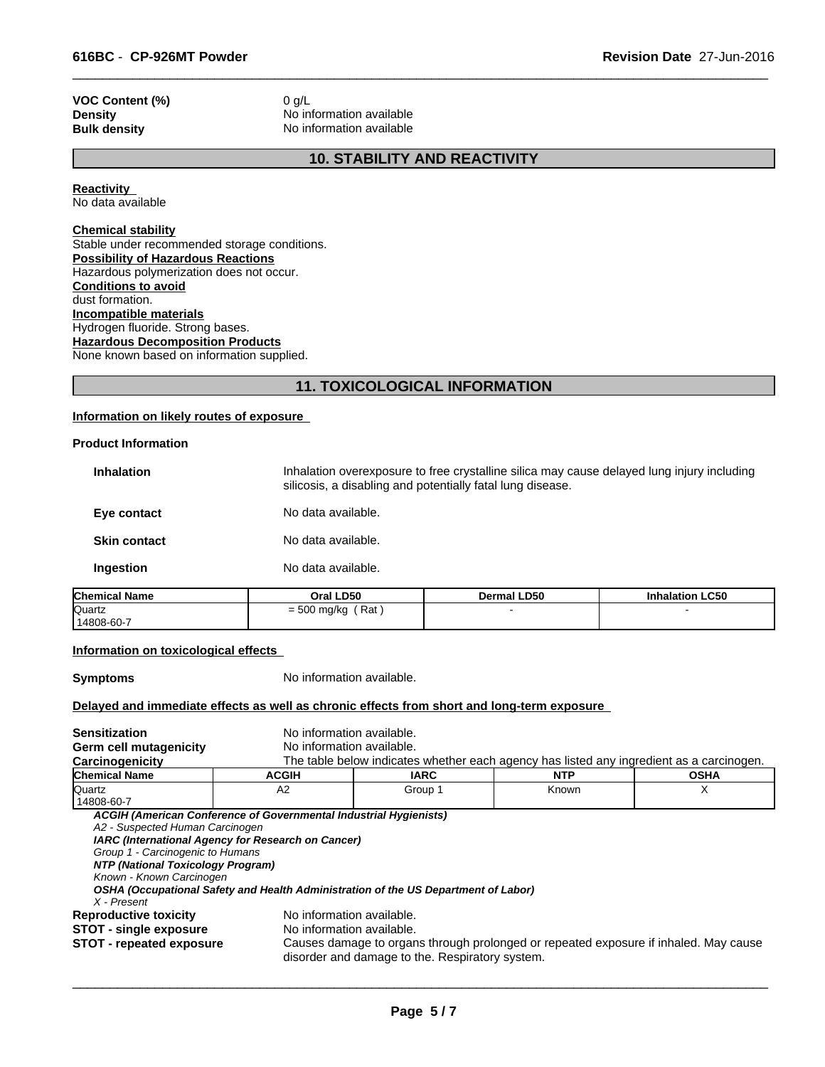| | |
|---|---|
| **VOC Content (%)** | 0 g/L |
| **Density** | No information available |
| **Bulk density** | No information available |

## 10. STABILITY AND REACTIVITY

**Reactivity**
No data available

**Chemical stability**
Stable under recommended storage conditions.

**Possibility of Hazardous Reactions**
Hazardous polymerization does not occur.

**Conditions to avoid**
dust formation.

**Incompatible materials**
Hydrogen fluoride. Strong bases.

**Hazardous Decomposition Products**
None known based on information supplied.

## 11. TOXICOLOGICAL INFORMATION

**Information on likely routes of exposure**

**Product Information**

| | |
|---|---|
| **Inhalation** | Inhalation overexposure to free crystalline silica may cause delayed lung injury including silicosis, a disabling and potentially fatal lung disease. |
| **Eye contact** | No data available. |
| **Skin contact** | No data available. |
| **Ingestion** | No data available. |

| Chemical Name | Oral LD50 | Dermal LD50 | Inhalation LC50 |
|---|---|---|---|
| Quartz 14808-60-7 | = 500 mg/kg ( Rat ) | - | - |

**Information on toxicological effects**

| | |
|---|---|
| **Symptoms** | No information available. |

**Delayed and immediate effects as well as chronic effects from short and long-term exposure**

| | |
|---|---|
| **Sensitization** | No information available. |
| **Germ cell mutagenicity** | No information available. |
| **Carcinogenicity** | The table below indicates whether each agency has listed any ingredient as a carcinogen. |

| Chemical Name | ACGIH | IARC | NTP | OSHA |
|---|---|---|---|---|
| Quartz 14808-60-7 | A2 | Group 1 | Known | X |

***ACGIH (American Conference of Governmental Industrial Hygienists)***
*A2 - Suspected Human Carcinogen*
***IARC (International Agency for Research on Cancer)***
*Group 1 - Carcinogenic to Humans*
***NTP (National Toxicology Program)***
*Known - Known Carcinogen*
***OSHA (Occupational Safety and Health Administration of the US Department of Labor)***
*X - Present*

| | |
|---|---|
| **Reproductive toxicity** | No information available. |
| **STOT - single exposure** | No information available. |
| **STOT - repeated exposure** | Causes damage to organs through prolonged or repeated exposure if inhaled. May cause disorder and damage to the. Respiratory system. |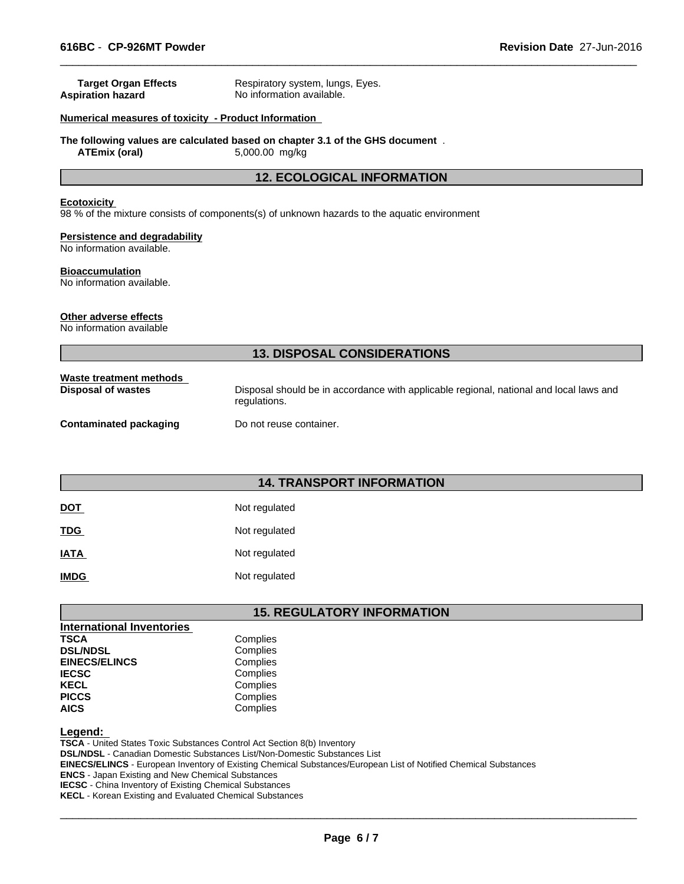| | |
|---|---|
| **Target Organ Effects** | Respiratory system, lungs, Eyes. |
| **Aspiration hazard** | No information available. |

**Numerical measures of toxicity - Product Information**

**The following values are calculated based on chapter 3.1 of the GHS document** .

| | |
|---|---|
| **ATEmix (oral)** | 5,000.00 mg/kg |

## 12. ECOLOGICAL INFORMATION

**Ecotoxicity**

98 % of the mixture consists of components(s) of unknown hazards to the aquatic environment

**Persistence and degradability**

No information available.

**Bioaccumulation**

No information available.

**Other adverse effects**

No information available

## 13. DISPOSAL CONSIDERATIONS

**Waste treatment methods**

| | |
|---|---|
| **Disposal of wastes** | Disposal should be in accordance with applicable regional, national and local laws and regulations. |
| **Contaminated packaging** | Do not reuse container. |

## 14. TRANSPORT INFORMATION

| | |
|---|---|
| **DOT** | Not regulated |
| **TDG** | Not regulated |
| **IATA** | Not regulated |
| **IMDG** | Not regulated |

## 15. REGULATORY INFORMATION

**International Inventories**

| | |
|---|---|
| **TSCA** | Complies |
| **DSL/NDSL** | Complies |
| **EINECS/ELINCS** | Complies |
| **IECSC** | Complies |
| **KECL** | Complies |
| **PICCS** | Complies |
| **AICS** | Complies |

**Legend:**

**TSCA** - United States Toxic Substances Control Act Section 8(b) Inventory
**DSL/NDSL** - Canadian Domestic Substances List/Non-Domestic Substances List
**EINECS/ELINCS** - European Inventory of Existing Chemical Substances/European List of Notified Chemical Substances
**ENCS** - Japan Existing and New Chemical Substances
**IECSC** - China Inventory of Existing Chemical Substances
**KECL** - Korean Existing and Evaluated Chemical Substances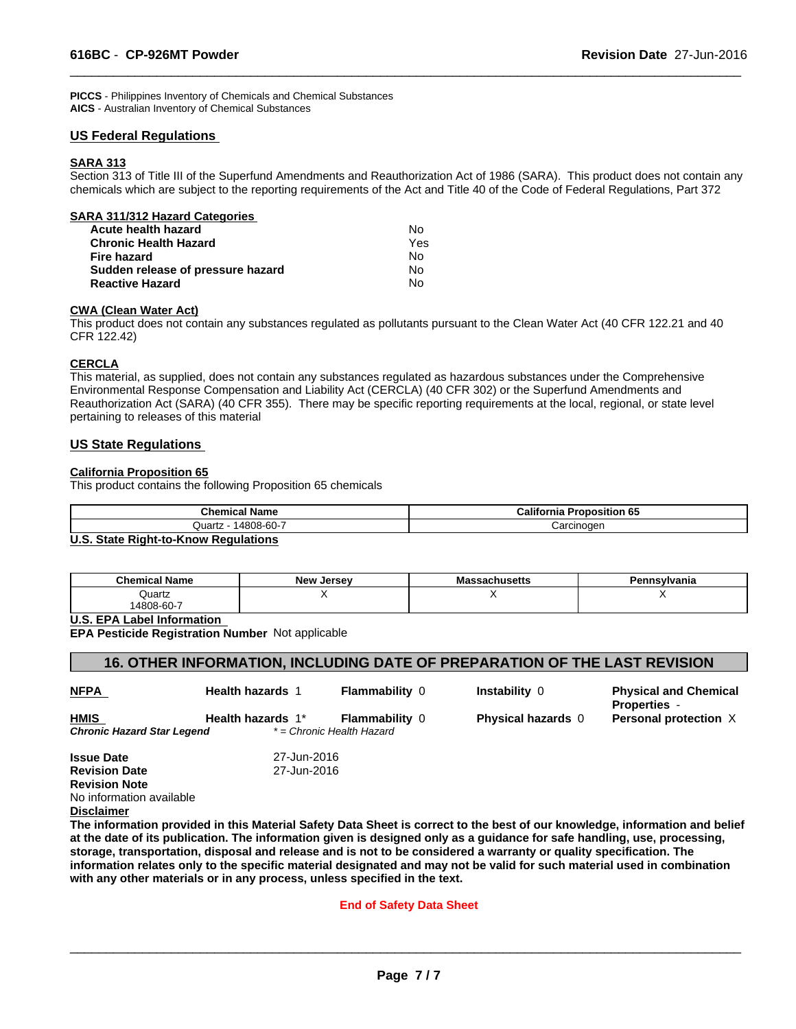**PICCS** - Philippines Inventory of Chemicals and Chemical Substances
**AICS** - Australian Inventory of Chemical Substances

## US Federal Regulations

### SARA 313

Section 313 of Title III of the Superfund Amendments and Reauthorization Act of 1986 (SARA). This product does not contain any chemicals which are subject to the reporting requirements of the Act and Title 40 of the Code of Federal Regulations, Part 372

### SARA 311/312 Hazard Categories

| | |
|---|---|
| **Acute health hazard** | No |
| **Chronic Health Hazard** | Yes |
| **Fire hazard** | No |
| **Sudden release of pressure hazard** | No |
| **Reactive Hazard** | No |

### CWA (Clean Water Act)

This product does not contain any substances regulated as pollutants pursuant to the Clean Water Act (40 CFR 122.21 and 40 CFR 122.42)

### CERCLA

This material, as supplied, does not contain any substances regulated as hazardous substances under the Comprehensive Environmental Response Compensation and Liability Act (CERCLA) (40 CFR 302) or the Superfund Amendments and Reauthorization Act (SARA) (40 CFR 355). There may be specific reporting requirements at the local, regional, or state level pertaining to releases of this material

## US State Regulations

### California Proposition 65

This product contains the following Proposition 65 chemicals

| Chemical Name | California Proposition 65 |
|---|---|
| Quartz - 14808-60-7 | Carcinogen |

### U.S. State Right-to-Know Regulations

| Chemical Name | New Jersey | Massachusetts | Pennsylvania |
|---|---|---|---|
| Quartz 14808-60-7 | X | X | X |

### U.S. EPA Label Information

**EPA Pesticide Registration Number** Not applicable

## 16. OTHER INFORMATION, INCLUDING DATE OF PREPARATION OF THE LAST REVISION

| | | | | |
|---|---|---|---|---|
| **NFPA** | **Health hazards** 1 | **Flammability** 0 | **Instability** 0 | **Physical and Chemical Properties** - |
| **HMIS** | **Health hazards** 1* | **Flammability** 0 | **Physical hazards** 0 | **Personal protection** X |

***Chronic Hazard Star Legend*** *\* = Chronic Health Hazard*

**Issue Date** 27-Jun-2016
**Revision Date** 27-Jun-2016
**Revision Note**
No information available

**Disclaimer**

**The information provided in this Material Safety Data Sheet is correct to the best of our knowledge, information and belief at the date of its publication. The information given is designed only as a guidance for safe handling, use, processing, storage, transportation, disposal and release and is not to be considered a warranty or quality specification. The information relates only to the specific material designated and may not be valid for such material used in combination with any other materials or in any process, unless specified in the text.**

**End of Safety Data Sheet**